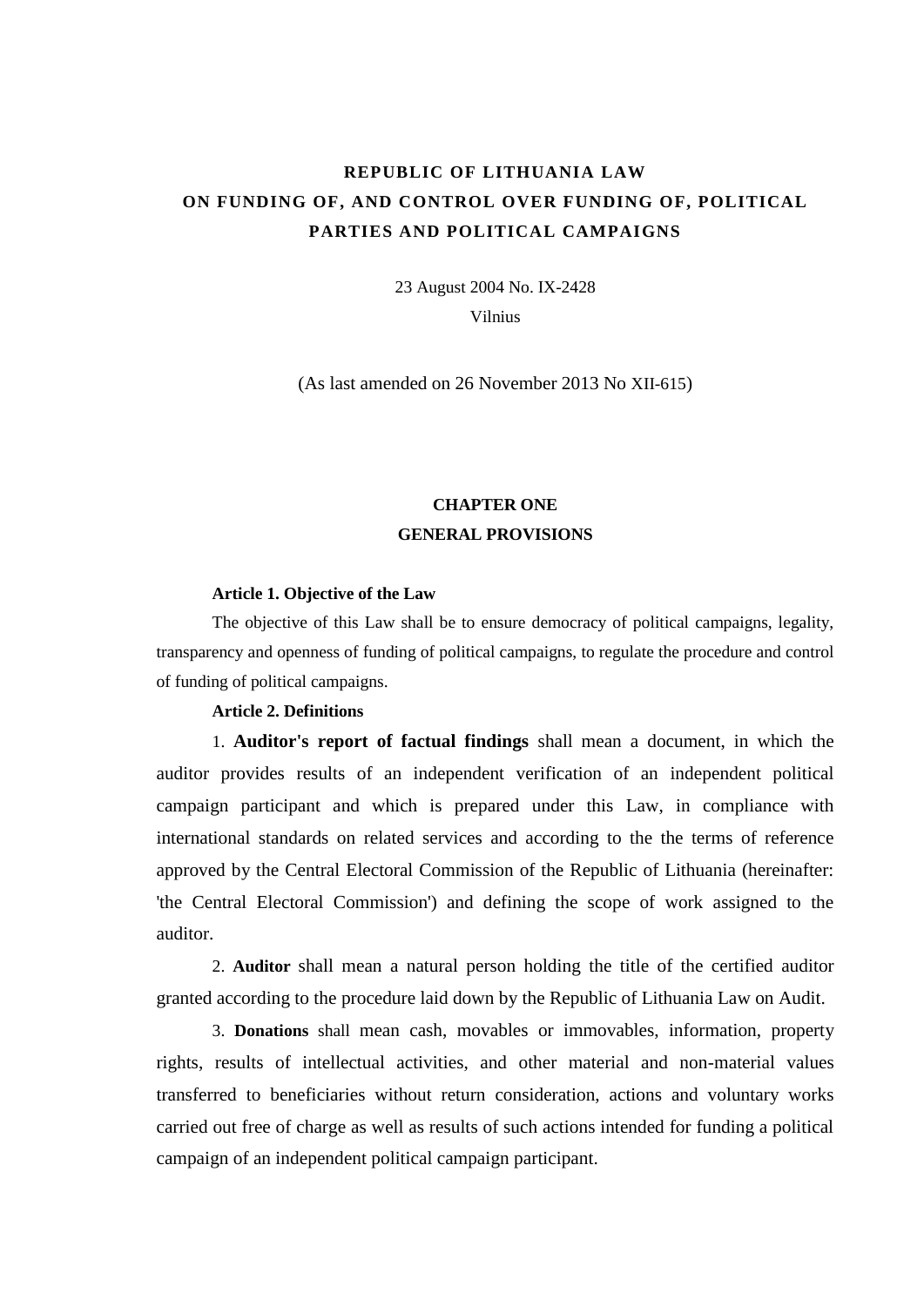# REPUBLIC OF LITHUANIA LAW
# ON FUNDING OF, AND CONTROL OVER FUNDING OF, POLITICAL PARTIES AND POLITICAL CAMPAIGNS

23 August 2004 No. IX-2428
Vilnius

(As last amended on 26 November 2013 No XII-615)

## CHAPTER ONE
## GENERAL PROVISIONS

**Article 1. Objective of the Law**

The objective of this Law shall be to ensure democracy of political campaigns, legality, transparency and openness of funding of political campaigns, to regulate the procedure and control of funding of political campaigns.

**Article 2. Definitions**

1. **Auditor's report of factual findings** shall mean a document, in which the auditor provides results of an independent verification of an independent political campaign participant and which is prepared under this Law, in compliance with international standards on related services and according to the the terms of reference approved by the Central Electoral Commission of the Republic of Lithuania (hereinafter: 'the Central Electoral Commission') and defining the scope of work assigned to the auditor.

2. **Auditor** shall mean a natural person holding the title of the certified auditor granted according to the procedure laid down by the Republic of Lithuania Law on Audit.

3. **Donations** shall mean cash, movables or immovables, information, property rights, results of intellectual activities, and other material and non-material values transferred to beneficiaries without return consideration, actions and voluntary works carried out free of charge as well as results of such actions intended for funding a political campaign of an independent political campaign participant.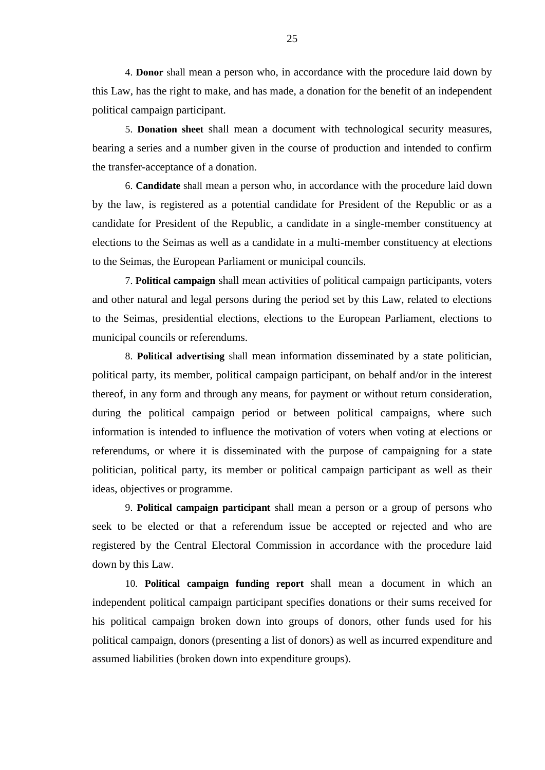4. **Donor** shall mean a person who, in accordance with the procedure laid down by this Law, has the right to make, and has made, a donation for the benefit of an independent political campaign participant.

5. **Donation sheet** shall mean a document with technological security measures, bearing a series and a number given in the course of production and intended to confirm the transfer-acceptance of a donation.

6. **Candidate** shall mean a person who, in accordance with the procedure laid down by the law, is registered as a potential candidate for President of the Republic or as a candidate for President of the Republic, a candidate in a single-member constituency at elections to the Seimas as well as a candidate in a multi-member constituency at elections to the Seimas, the European Parliament or municipal councils.

7. **Political campaign** shall mean activities of political campaign participants, voters and other natural and legal persons during the period set by this Law, related to elections to the Seimas, presidential elections, elections to the European Parliament, elections to municipal councils or referendums.

8. **Political advertising** shall mean information disseminated by a state politician, political party, its member, political campaign participant, on behalf and/or in the interest thereof, in any form and through any means, for payment or without return consideration, during the political campaign period or between political campaigns, where such information is intended to influence the motivation of voters when voting at elections or referendums, or where it is disseminated with the purpose of campaigning for a state politician, political party, its member or political campaign participant as well as their ideas, objectives or programme.

9. **Political campaign participant** shall mean a person or a group of persons who seek to be elected or that a referendum issue be accepted or rejected and who are registered by the Central Electoral Commission in accordance with the procedure laid down by this Law.

10. **Political campaign funding report** shall mean a document in which an independent political campaign participant specifies donations or their sums received for his political campaign broken down into groups of donors, other funds used for his political campaign, donors (presenting a list of donors) as well as incurred expenditure and assumed liabilities (broken down into expenditure groups).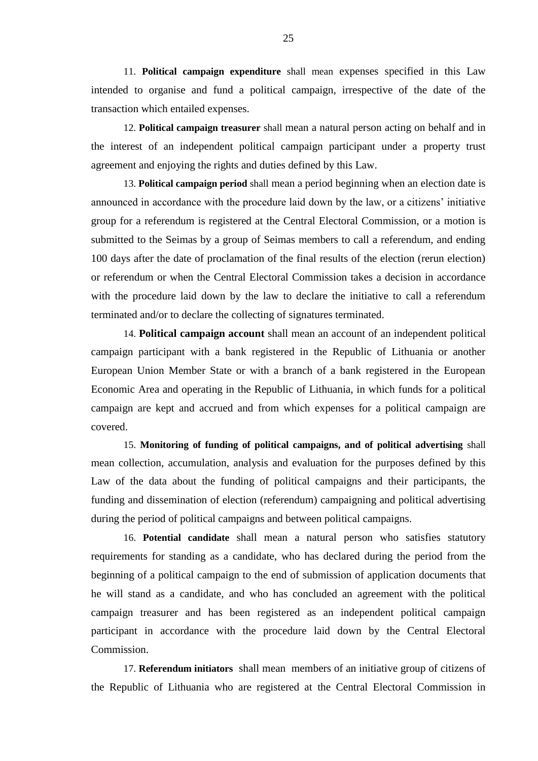11. **Political campaign expenditure** shall mean expenses specified in this Law intended to organise and fund a political campaign, irrespective of the date of the transaction which entailed expenses.

12. **Political campaign treasurer** shall mean a natural person acting on behalf and in the interest of an independent political campaign participant under a property trust agreement and enjoying the rights and duties defined by this Law.

13. **Political campaign period** shall mean a period beginning when an election date is announced in accordance with the procedure laid down by the law, or a citizens' initiative group for a referendum is registered at the Central Electoral Commission, or a motion is submitted to the Seimas by a group of Seimas members to call a referendum, and ending 100 days after the date of proclamation of the final results of the election (rerun election) or referendum or when the Central Electoral Commission takes a decision in accordance with the procedure laid down by the law to declare the initiative to call a referendum terminated and/or to declare the collecting of signatures terminated.

14. **Political campaign account** shall mean an account of an independent political campaign participant with a bank registered in the Republic of Lithuania or another European Union Member State or with a branch of a bank registered in the European Economic Area and operating in the Republic of Lithuania, in which funds for a political campaign are kept and accrued and from which expenses for a political campaign are covered.

15. **Monitoring of funding of political campaigns, and of political advertising** shall mean collection, accumulation, analysis and evaluation for the purposes defined by this Law of the data about the funding of political campaigns and their participants, the funding and dissemination of election (referendum) campaigning and political advertising during the period of political campaigns and between political campaigns.

16. **Potential candidate** shall mean a natural person who satisfies statutory requirements for standing as a candidate, who has declared during the period from the beginning of a political campaign to the end of submission of application documents that he will stand as a candidate, and who has concluded an agreement with the political campaign treasurer and has been registered as an independent political campaign participant in accordance with the procedure laid down by the Central Electoral Commission.

17. **Referendum initiators** shall mean members of an initiative group of citizens of the Republic of Lithuania who are registered at the Central Electoral Commission in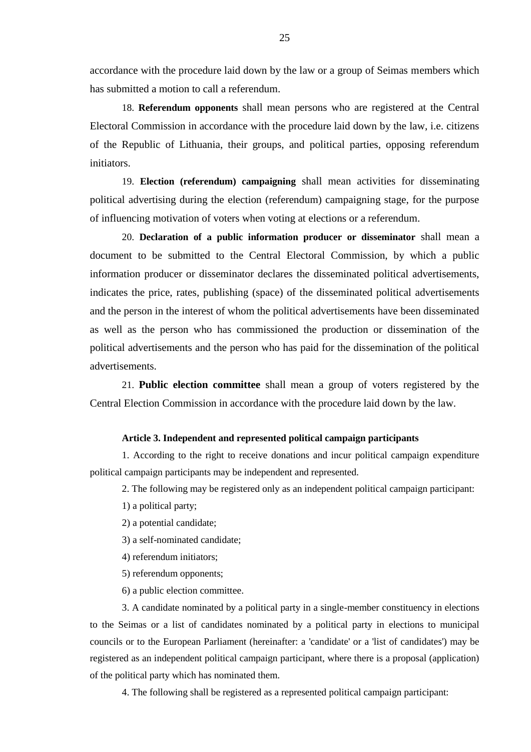accordance with the procedure laid down by the law or a group of Seimas members which has submitted a motion to call a referendum.

18. **Referendum opponents** shall mean persons who are registered at the Central Electoral Commission in accordance with the procedure laid down by the law, i.e. citizens of the Republic of Lithuania, their groups, and political parties, opposing referendum initiators.

19. **Election (referendum) campaigning** shall mean activities for disseminating political advertising during the election (referendum) campaigning stage, for the purpose of influencing motivation of voters when voting at elections or a referendum.

20. **Declaration of a public information producer or disseminator** shall mean a document to be submitted to the Central Electoral Commission, by which a public information producer or disseminator declares the disseminated political advertisements, indicates the price, rates, publishing (space) of the disseminated political advertisements and the person in the interest of whom the political advertisements have been disseminated as well as the person who has commissioned the production or dissemination of the political advertisements and the person who has paid for the dissemination of the political advertisements.

21. **Public election committee** shall mean a group of voters registered by the Central Election Commission in accordance with the procedure laid down by the law.

### Article 3. Independent and represented political campaign participants

1. According to the right to receive donations and incur political campaign expenditure political campaign participants may be independent and represented.

2. The following may be registered only as an independent political campaign participant:

1) a political party;

2) a potential candidate;

3) a self-nominated candidate;

4) referendum initiators;

5) referendum opponents;

6) a public election committee.

3. A candidate nominated by a political party in a single-member constituency in elections to the Seimas or a list of candidates nominated by a political party in elections to municipal councils or to the European Parliament (hereinafter: a 'candidate' or a 'list of candidates') may be registered as an independent political campaign participant, where there is a proposal (application) of the political party which has nominated them.

4. The following shall be registered as a represented political campaign participant: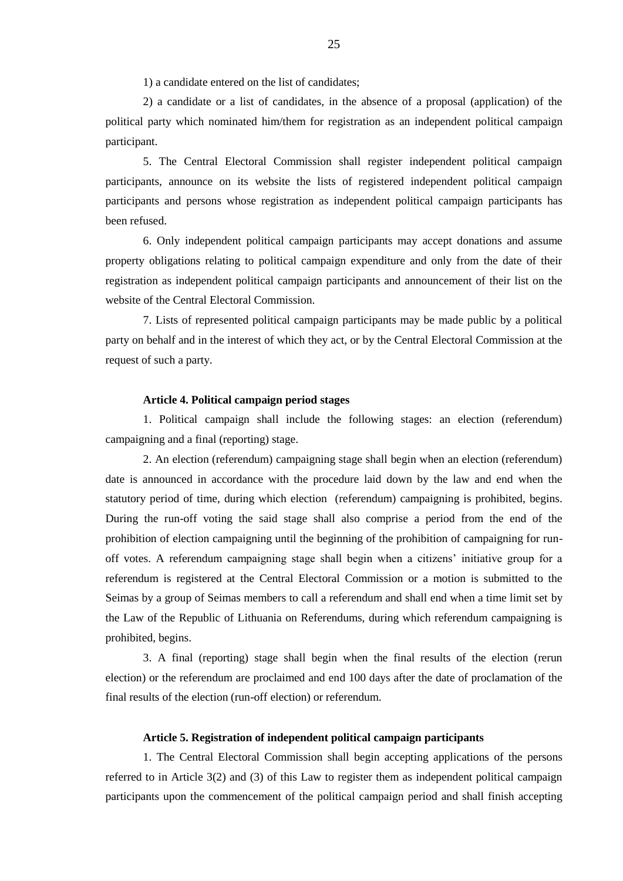1) a candidate entered on the list of candidates;

2) a candidate or a list of candidates, in the absence of a proposal (application) of the political party which nominated him/them for registration as an independent political campaign participant.

5. The Central Electoral Commission shall register independent political campaign participants, announce on its website the lists of registered independent political campaign participants and persons whose registration as independent political campaign participants has been refused.

6. Only independent political campaign participants may accept donations and assume property obligations relating to political campaign expenditure and only from the date of their registration as independent political campaign participants and announcement of their list on the website of the Central Electoral Commission.

7. Lists of represented political campaign participants may be made public by a political party on behalf and in the interest of which they act, or by the Central Electoral Commission at the request of such a party.

**Article 4. Political campaign period stages**

1. Political campaign shall include the following stages: an election (referendum) campaigning and a final (reporting) stage.

2. An election (referendum) campaigning stage shall begin when an election (referendum) date is announced in accordance with the procedure laid down by the law and end when the statutory period of time, during which election (referendum) campaigning is prohibited, begins. During the run-off voting the said stage shall also comprise a period from the end of the prohibition of election campaigning until the beginning of the prohibition of campaigning for run-off votes. A referendum campaigning stage shall begin when a citizens' initiative group for a referendum is registered at the Central Electoral Commission or a motion is submitted to the Seimas by a group of Seimas members to call a referendum and shall end when a time limit set by the Law of the Republic of Lithuania on Referendums, during which referendum campaigning is prohibited, begins.

3. A final (reporting) stage shall begin when the final results of the election (rerun election) or the referendum are proclaimed and end 100 days after the date of proclamation of the final results of the election (run-off election) or referendum.

**Article 5. Registration of independent political campaign participants**

1. The Central Electoral Commission shall begin accepting applications of the persons referred to in Article 3(2) and (3) of this Law to register them as independent political campaign participants upon the commencement of the political campaign period and shall finish accepting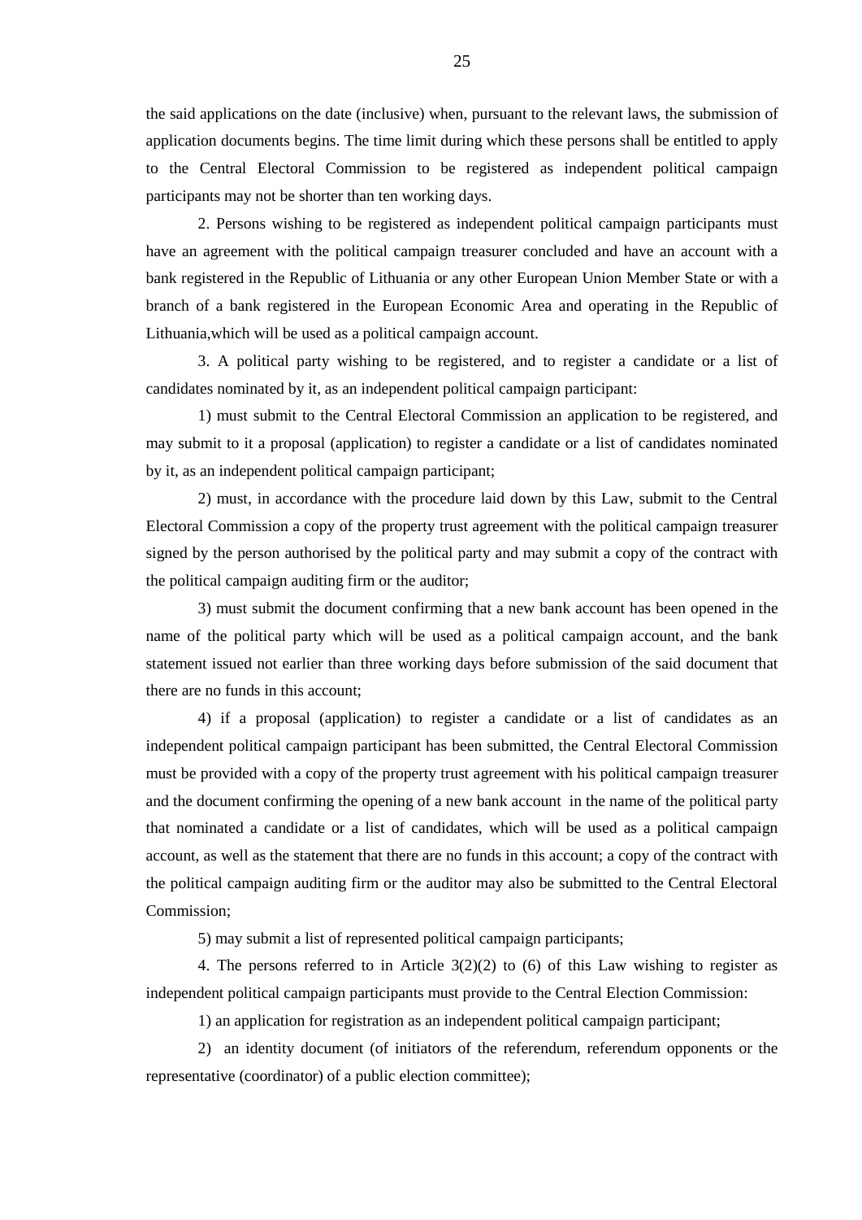the said applications on the date (inclusive) when, pursuant to the relevant laws, the submission of application documents begins. The time limit during which these persons shall be entitled to apply to the Central Electoral Commission to be registered as independent political campaign participants may not be shorter than ten working days.

2. Persons wishing to be registered as independent political campaign participants must have an agreement with the political campaign treasurer concluded and have an account with a bank registered in the Republic of Lithuania or any other European Union Member State or with a branch of a bank registered in the European Economic Area and operating in the Republic of Lithuania,which will be used as a political campaign account.

3. A political party wishing to be registered, and to register a candidate or a list of candidates nominated by it, as an independent political campaign participant:

1) must submit to the Central Electoral Commission an application to be registered, and may submit to it a proposal (application) to register a candidate or a list of candidates nominated by it, as an independent political campaign participant;

2) must, in accordance with the procedure laid down by this Law, submit to the Central Electoral Commission a copy of the property trust agreement with the political campaign treasurer signed by the person authorised by the political party and may submit a copy of the contract with the political campaign auditing firm or the auditor;

3) must submit the document confirming that a new bank account has been opened in the name of the political party which will be used as a political campaign account, and the bank statement issued not earlier than three working days before submission of the said document that there are no funds in this account;

4) if a proposal (application) to register a candidate or a list of candidates as an independent political campaign participant has been submitted, the Central Electoral Commission must be provided with a copy of the property trust agreement with his political campaign treasurer and the document confirming the opening of a new bank account in the name of the political party that nominated a candidate or a list of candidates, which will be used as a political campaign account, as well as the statement that there are no funds in this account; a copy of the contract with the political campaign auditing firm or the auditor may also be submitted to the Central Electoral Commission;

5) may submit a list of represented political campaign participants;

4. The persons referred to in Article 3(2)(2) to (6) of this Law wishing to register as independent political campaign participants must provide to the Central Election Commission:

1) an application for registration as an independent political campaign participant;

2) an identity document (of initiators of the referendum, referendum opponents or the representative (coordinator) of a public election committee);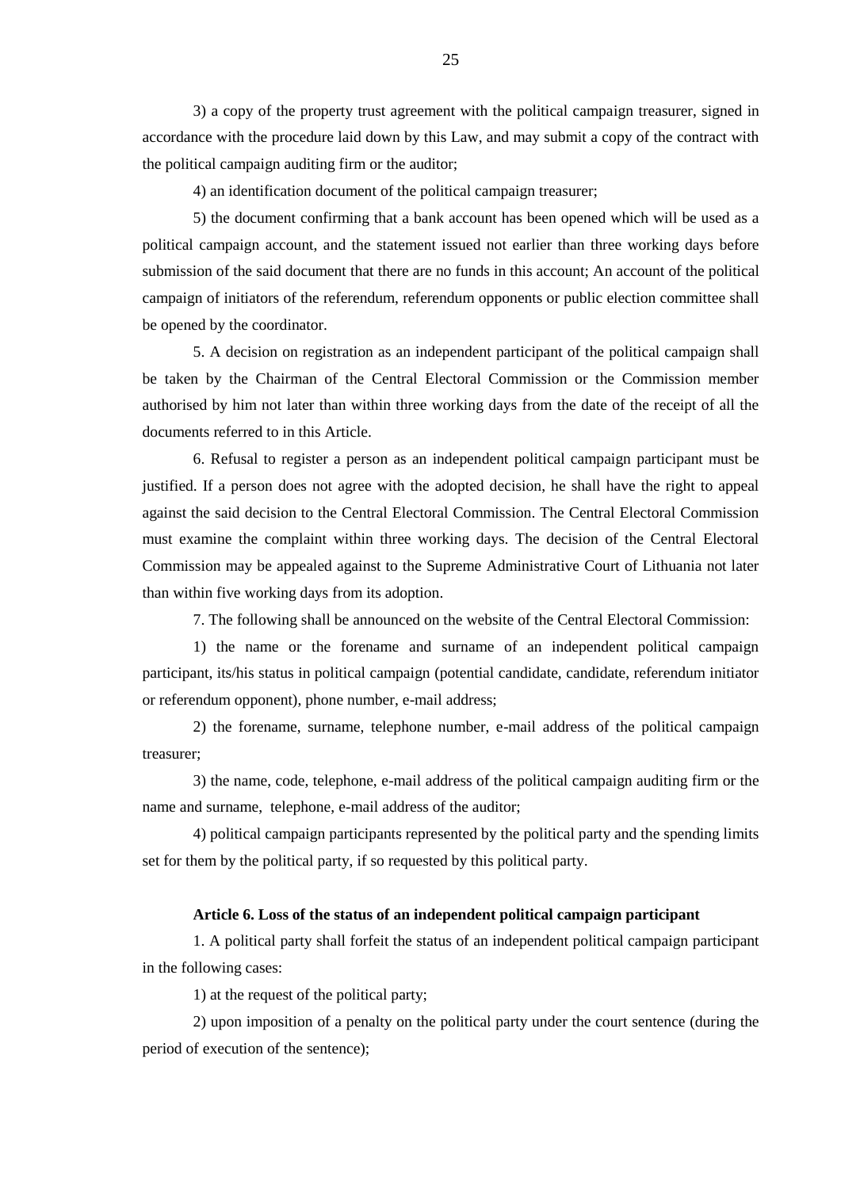3) a copy of the property trust agreement with the political campaign treasurer, signed in accordance with the procedure laid down by this Law, and may submit a copy of the contract with the political campaign auditing firm or the auditor;

4) an identification document of the political campaign treasurer;

5) the document confirming that a bank account has been opened which will be used as a political campaign account, and the statement issued not earlier than three working days before submission of the said document that there are no funds in this account; An account of the political campaign of initiators of the referendum, referendum opponents or public election committee shall be opened by the coordinator.

5. A decision on registration as an independent participant of the political campaign shall be taken by the Chairman of the Central Electoral Commission or the Commission member authorised by him not later than within three working days from the date of the receipt of all the documents referred to in this Article.

6. Refusal to register a person as an independent political campaign participant must be justified. If a person does not agree with the adopted decision, he shall have the right to appeal against the said decision to the Central Electoral Commission. The Central Electoral Commission must examine the complaint within three working days. The decision of the Central Electoral Commission may be appealed against to the Supreme Administrative Court of Lithuania not later than within five working days from its adoption.

7. The following shall be announced on the website of the Central Electoral Commission:

1) the name or the forename and surname of an independent political campaign participant, its/his status in political campaign (potential candidate, candidate, referendum initiator or referendum opponent), phone number, e-mail address;

2) the forename, surname, telephone number, e-mail address of the political campaign treasurer;

3) the name, code, telephone, e-mail address of the political campaign auditing firm or the name and surname, telephone, e-mail address of the auditor;

4) political campaign participants represented by the political party and the spending limits set for them by the political party, if so requested by this political party.

**Article 6. Loss of the status of an independent political campaign participant**

1. A political party shall forfeit the status of an independent political campaign participant in the following cases:

1) at the request of the political party;

2) upon imposition of a penalty on the political party under the court sentence (during the period of execution of the sentence);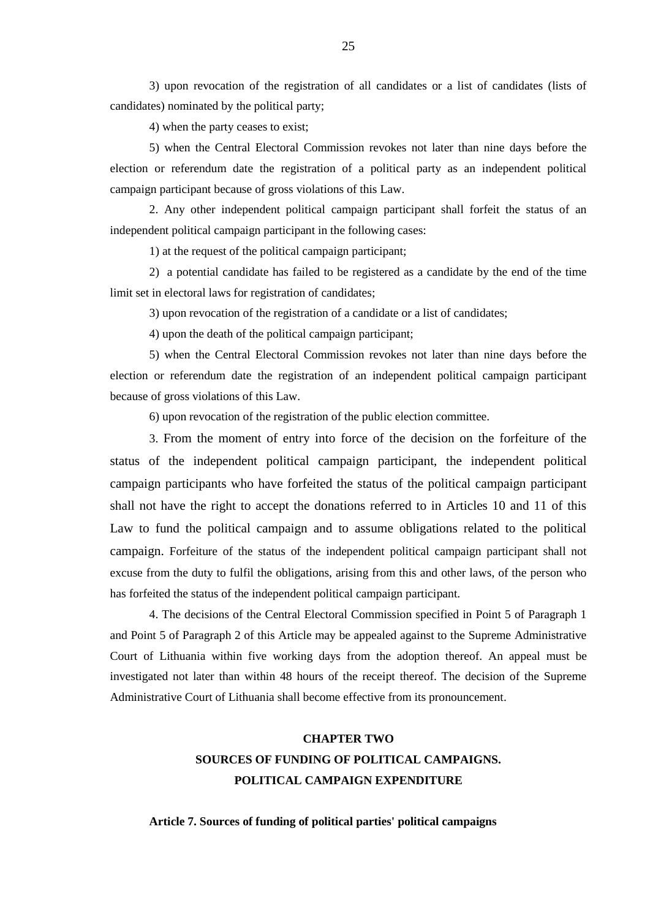3) upon revocation of the registration of all candidates or a list of candidates (lists of candidates) nominated by the political party;

4) when the party ceases to exist;

5) when the Central Electoral Commission revokes not later than nine days before the election or referendum date the registration of a political party as an independent political campaign participant because of gross violations of this Law.

2. Any other independent political campaign participant shall forfeit the status of an independent political campaign participant in the following cases:

1) at the request of the political campaign participant;

2) a potential candidate has failed to be registered as a candidate by the end of the time limit set in electoral laws for registration of candidates;

3) upon revocation of the registration of a candidate or a list of candidates;

4) upon the death of the political campaign participant;

5) when the Central Electoral Commission revokes not later than nine days before the election or referendum date the registration of an independent political campaign participant because of gross violations of this Law.

6) upon revocation of the registration of the public election committee.

3. From the moment of entry into force of the decision on the forfeiture of the status of the independent political campaign participant, the independent political campaign participants who have forfeited the status of the political campaign participant shall not have the right to accept the donations referred to in Articles 10 and 11 of this Law to fund the political campaign and to assume obligations related to the political campaign. Forfeiture of the status of the independent political campaign participant shall not excuse from the duty to fulfil the obligations, arising from this and other laws, of the person who has forfeited the status of the independent political campaign participant.

4. The decisions of the Central Electoral Commission specified in Point 5 of Paragraph 1 and Point 5 of Paragraph 2 of this Article may be appealed against to the Supreme Administrative Court of Lithuania within five working days from the adoption thereof. An appeal must be investigated not later than within 48 hours of the receipt thereof. The decision of the Supreme Administrative Court of Lithuania shall become effective from its pronouncement.

## CHAPTER TWO
## SOURCES OF FUNDING OF POLITICAL CAMPAIGNS. POLITICAL CAMPAIGN EXPENDITURE

### Article 7. Sources of funding of political parties' political campaigns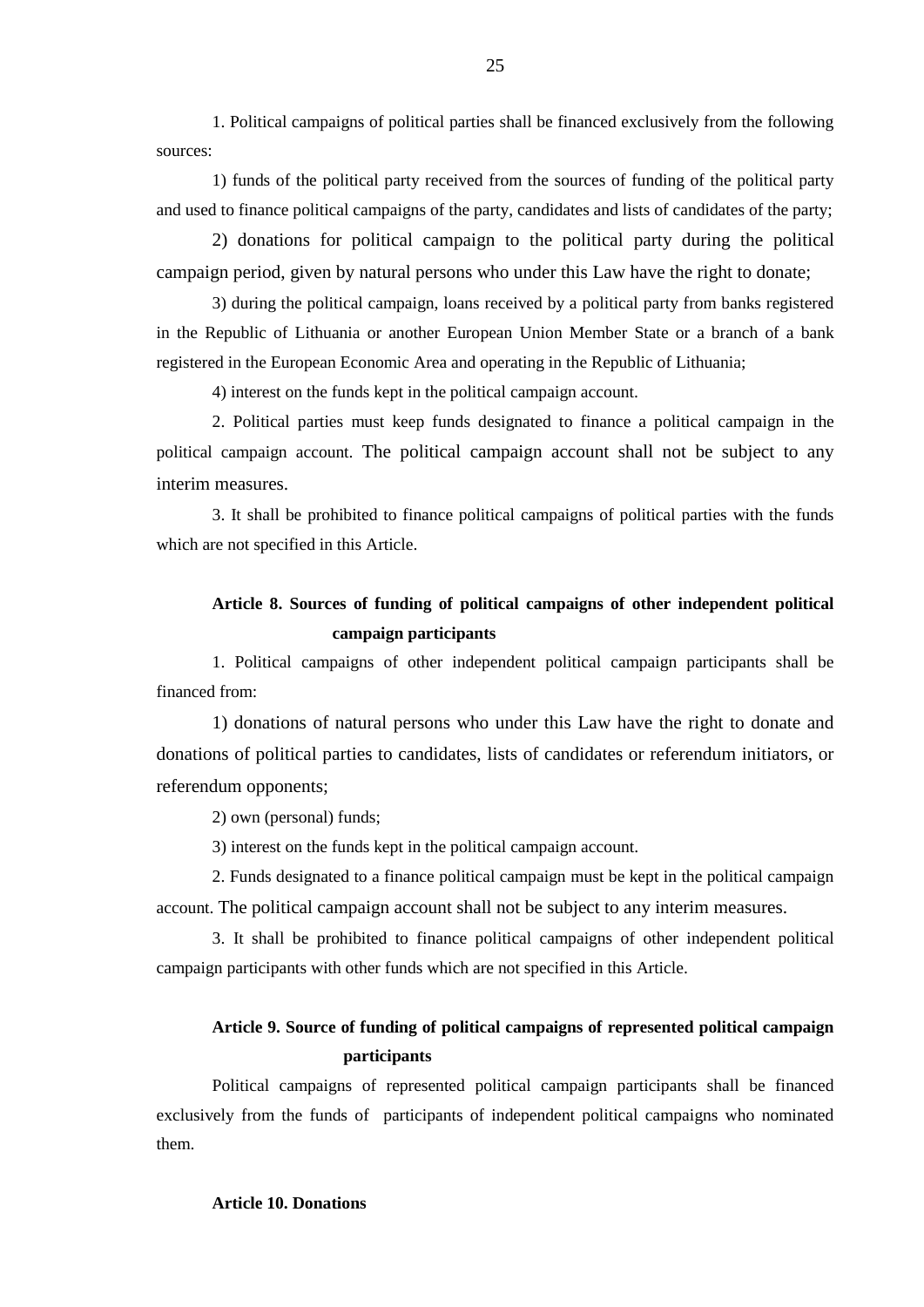1. Political campaigns of political parties shall be financed exclusively from the following sources:

1) funds of the political party received from the sources of funding of the political party and used to finance political campaigns of the party, candidates and lists of candidates of the party;

2) donations for political campaign to the political party during the political campaign period, given by natural persons who under this Law have the right to donate;

3) during the political campaign, loans received by a political party from banks registered in the Republic of Lithuania or another European Union Member State or a branch of a bank registered in the European Economic Area and operating in the Republic of Lithuania;

4) interest on the funds kept in the political campaign account.

2. Political parties must keep funds designated to finance a political campaign in the political campaign account. The political campaign account shall not be subject to any interim measures.

3. It shall be prohibited to finance political campaigns of political parties with the funds which are not specified in this Article.

**Article 8. Sources of funding of political campaigns of other independent political campaign participants**

1. Political campaigns of other independent political campaign participants shall be financed from:

1) donations of natural persons who under this Law have the right to donate and donations of political parties to candidates, lists of candidates or referendum initiators, or referendum opponents;

2) own (personal) funds;

3) interest on the funds kept in the political campaign account.

2. Funds designated to a finance political campaign must be kept in the political campaign account. The political campaign account shall not be subject to any interim measures.

3. It shall be prohibited to finance political campaigns of other independent political campaign participants with other funds which are not specified in this Article.

**Article 9. Source of funding of political campaigns of represented political campaign participants**

Political campaigns of represented political campaign participants shall be financed exclusively from the funds of participants of independent political campaigns who nominated them.

**Article 10. Donations**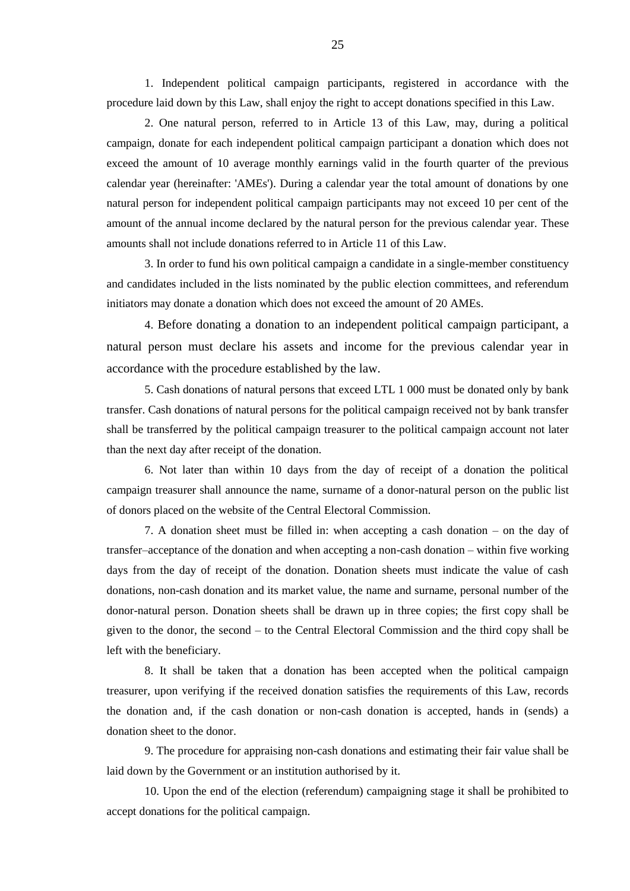1. Independent political campaign participants, registered in accordance with the procedure laid down by this Law, shall enjoy the right to accept donations specified in this Law.

2. One natural person, referred to in Article 13 of this Law, may, during a political campaign, donate for each independent political campaign participant a donation which does not exceed the amount of 10 average monthly earnings valid in the fourth quarter of the previous calendar year (hereinafter: 'AMEs'). During a calendar year the total amount of donations by one natural person for independent political campaign participants may not exceed 10 per cent of the amount of the annual income declared by the natural person for the previous calendar year. These amounts shall not include donations referred to in Article 11 of this Law.

3. In order to fund his own political campaign a candidate in a single-member constituency and candidates included in the lists nominated by the public election committees, and referendum initiators may donate a donation which does not exceed the amount of 20 AMEs.

4. Before donating a donation to an independent political campaign participant, a natural person must declare his assets and income for the previous calendar year in accordance with the procedure established by the law.

5. Cash donations of natural persons that exceed LTL 1 000 must be donated only by bank transfer. Cash donations of natural persons for the political campaign received not by bank transfer shall be transferred by the political campaign treasurer to the political campaign account not later than the next day after receipt of the donation.

6. Not later than within 10 days from the day of receipt of a donation the political campaign treasurer shall announce the name, surname of a donor-natural person on the public list of donors placed on the website of the Central Electoral Commission.

7. A donation sheet must be filled in: when accepting a cash donation – on the day of transfer–acceptance of the donation and when accepting a non-cash donation – within five working days from the day of receipt of the donation. Donation sheets must indicate the value of cash donations, non-cash donation and its market value, the name and surname, personal number of the donor-natural person. Donation sheets shall be drawn up in three copies; the first copy shall be given to the donor, the second – to the Central Electoral Commission and the third copy shall be left with the beneficiary.

8. It shall be taken that a donation has been accepted when the political campaign treasurer, upon verifying if the received donation satisfies the requirements of this Law, records the donation and, if the cash donation or non-cash donation is accepted, hands in (sends) a donation sheet to the donor.

9. The procedure for appraising non-cash donations and estimating their fair value shall be laid down by the Government or an institution authorised by it.

10. Upon the end of the election (referendum) campaigning stage it shall be prohibited to accept donations for the political campaign.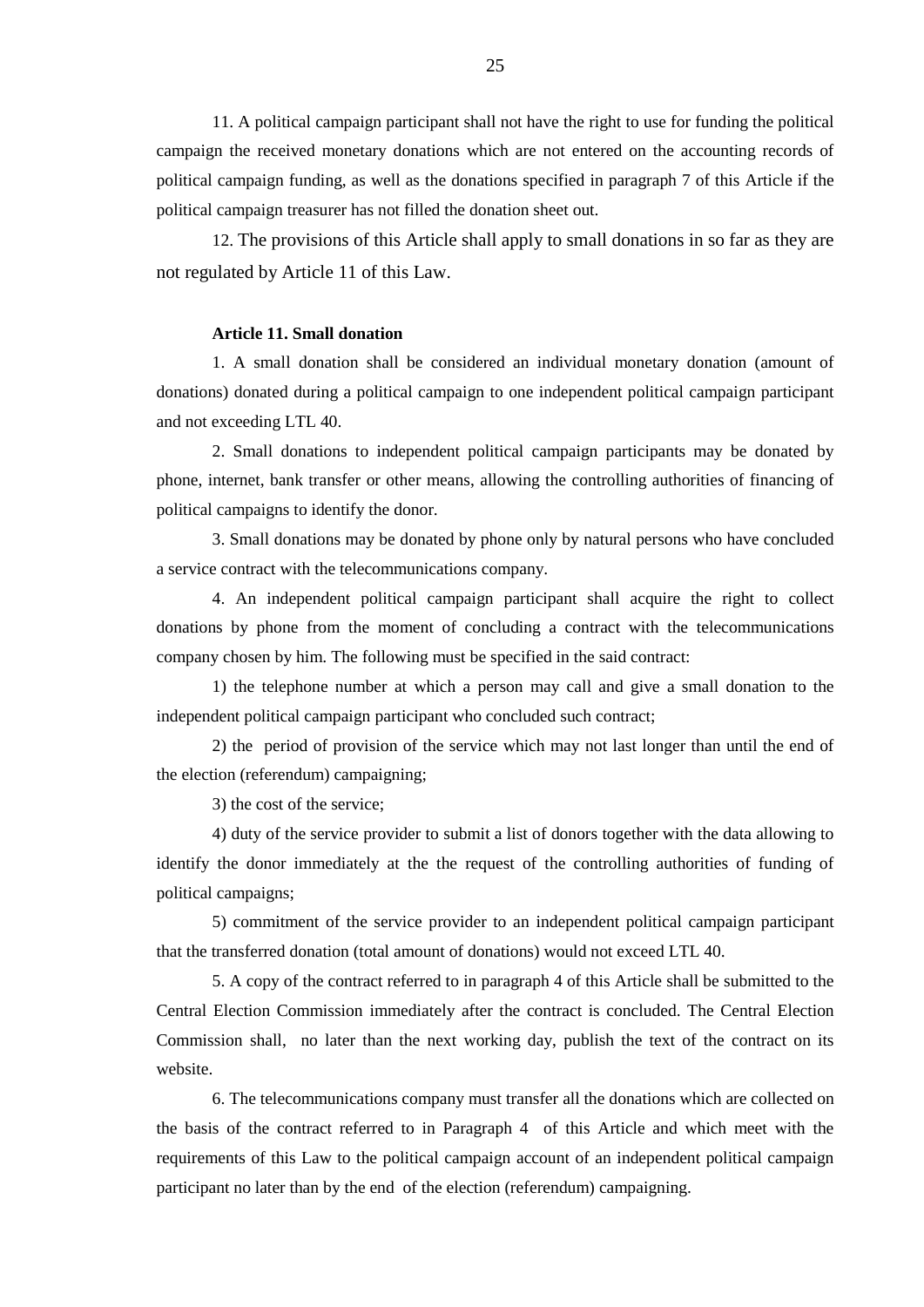11. A political campaign participant shall not have the right to use for funding the political campaign the received monetary donations which are not entered on the accounting records of political campaign funding, as well as the donations specified in paragraph 7 of this Article if the political campaign treasurer has not filled the donation sheet out.

12. The provisions of this Article shall apply to small donations in so far as they are not regulated by Article 11 of this Law.

**Article 11. Small donation**

1. A small donation shall be considered an individual monetary donation (amount of donations) donated during a political campaign to one independent political campaign participant and not exceeding LTL 40.

2. Small donations to independent political campaign participants may be donated by phone, internet, bank transfer or other means, allowing the controlling authorities of financing of political campaigns to identify the donor.

3. Small donations may be donated by phone only by natural persons who have concluded a service contract with the telecommunications company.

4. An independent political campaign participant shall acquire the right to collect donations by phone from the moment of concluding a contract with the telecommunications company chosen by him. The following must be specified in the said contract:

1) the telephone number at which a person may call and give a small donation to the independent political campaign participant who concluded such contract;

2) the period of provision of the service which may not last longer than until the end of the election (referendum) campaigning;

3) the cost of the service;

4) duty of the service provider to submit a list of donors together with the data allowing to identify the donor immediately at the the request of the controlling authorities of funding of political campaigns;

5) commitment of the service provider to an independent political campaign participant that the transferred donation (total amount of donations) would not exceed LTL 40.

5. A copy of the contract referred to in paragraph 4 of this Article shall be submitted to the Central Election Commission immediately after the contract is concluded. The Central Election Commission shall, no later than the next working day, publish the text of the contract on its website.

6. The telecommunications company must transfer all the donations which are collected on the basis of the contract referred to in Paragraph 4 of this Article and which meet with the requirements of this Law to the political campaign account of an independent political campaign participant no later than by the end of the election (referendum) campaigning.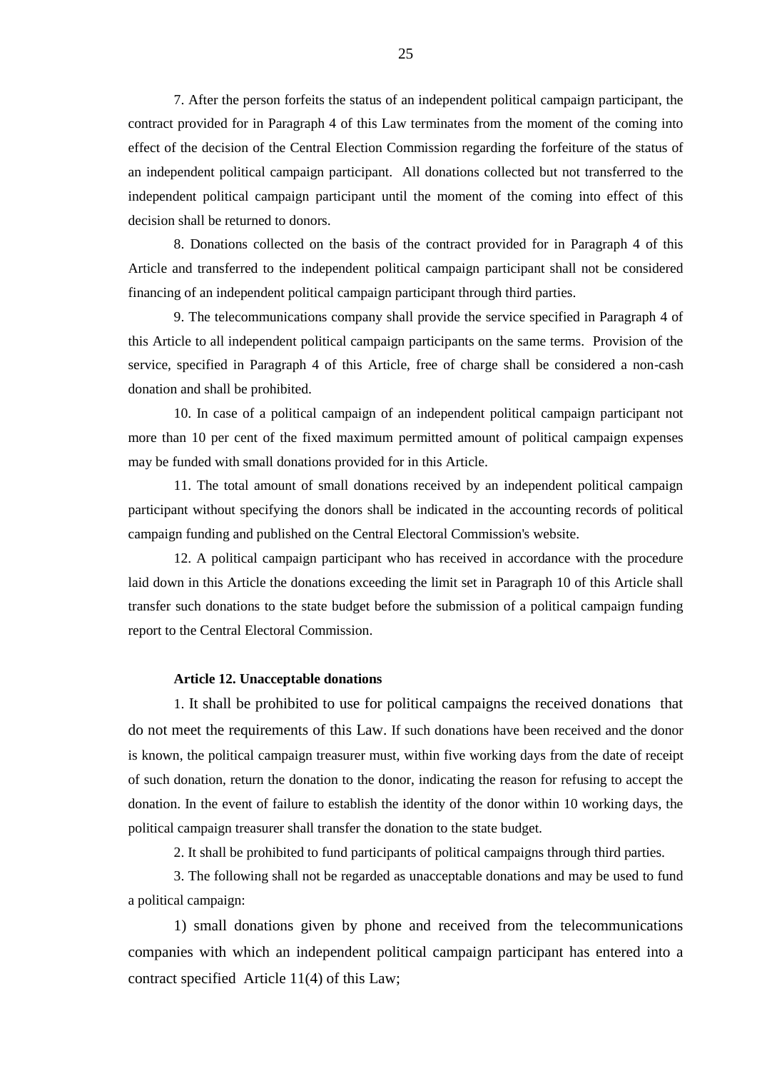7. After the person forfeits the status of an independent political campaign participant, the contract provided for in Paragraph 4 of this Law terminates from the moment of the coming into effect of the decision of the Central Election Commission regarding the forfeiture of the status of an independent political campaign participant. All donations collected but not transferred to the independent political campaign participant until the moment of the coming into effect of this decision shall be returned to donors.

8. Donations collected on the basis of the contract provided for in Paragraph 4 of this Article and transferred to the independent political campaign participant shall not be considered financing of an independent political campaign participant through third parties.

9. The telecommunications company shall provide the service specified in Paragraph 4 of this Article to all independent political campaign participants on the same terms. Provision of the service, specified in Paragraph 4 of this Article, free of charge shall be considered a non-cash donation and shall be prohibited.

10. In case of a political campaign of an independent political campaign participant not more than 10 per cent of the fixed maximum permitted amount of political campaign expenses may be funded with small donations provided for in this Article.

11. The total amount of small donations received by an independent political campaign participant without specifying the donors shall be indicated in the accounting records of political campaign funding and published on the Central Electoral Commission's website.

12. A political campaign participant who has received in accordance with the procedure laid down in this Article the donations exceeding the limit set in Paragraph 10 of this Article shall transfer such donations to the state budget before the submission of a political campaign funding report to the Central Electoral Commission.

**Article 12. Unacceptable donations**

1. It shall be prohibited to use for political campaigns the received donations that do not meet the requirements of this Law. If such donations have been received and the donor is known, the political campaign treasurer must, within five working days from the date of receipt of such donation, return the donation to the donor, indicating the reason for refusing to accept the donation. In the event of failure to establish the identity of the donor within 10 working days, the political campaign treasurer shall transfer the donation to the state budget.

2. It shall be prohibited to fund participants of political campaigns through third parties.

3. The following shall not be regarded as unacceptable donations and may be used to fund a political campaign:

1) small donations given by phone and received from the telecommunications companies with which an independent political campaign participant has entered into a contract specified Article 11(4) of this Law;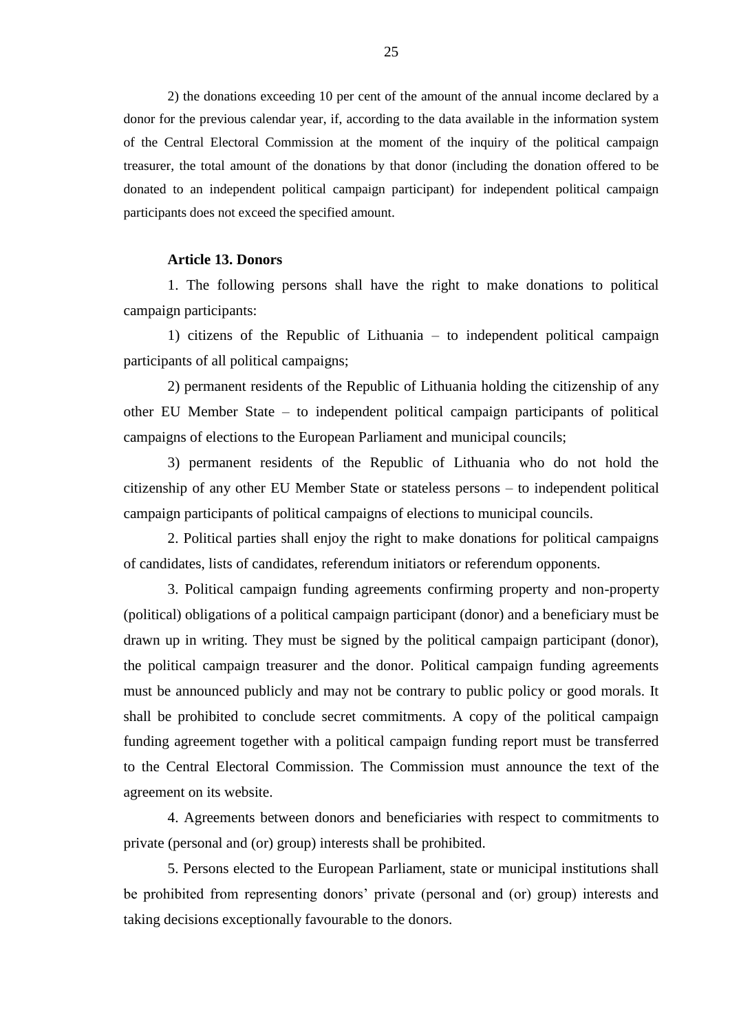2) the donations exceeding 10 per cent of the amount of the annual income declared by a donor for the previous calendar year, if, according to the data available in the information system of the Central Electoral Commission at the moment of the inquiry of the political campaign treasurer, the total amount of the donations by that donor (including the donation offered to be donated to an independent political campaign participant) for independent political campaign participants does not exceed the specified amount.

**Article 13. Donors**

1. The following persons shall have the right to make donations to political campaign participants:

1) citizens of the Republic of Lithuania – to independent political campaign participants of all political campaigns;

2) permanent residents of the Republic of Lithuania holding the citizenship of any other EU Member State – to independent political campaign participants of political campaigns of elections to the European Parliament and municipal councils;

3) permanent residents of the Republic of Lithuania who do not hold the citizenship of any other EU Member State or stateless persons – to independent political campaign participants of political campaigns of elections to municipal councils.

2. Political parties shall enjoy the right to make donations for political campaigns of candidates, lists of candidates, referendum initiators or referendum opponents.

3. Political campaign funding agreements confirming property and non-property (political) obligations of a political campaign participant (donor) and a beneficiary must be drawn up in writing. They must be signed by the political campaign participant (donor), the political campaign treasurer and the donor. Political campaign funding agreements must be announced publicly and may not be contrary to public policy or good morals. It shall be prohibited to conclude secret commitments. A copy of the political campaign funding agreement together with a political campaign funding report must be transferred to the Central Electoral Commission. The Commission must announce the text of the agreement on its website.

4. Agreements between donors and beneficiaries with respect to commitments to private (personal and (or) group) interests shall be prohibited.

5. Persons elected to the European Parliament, state or municipal institutions shall be prohibited from representing donors' private (personal and (or) group) interests and taking decisions exceptionally favourable to the donors.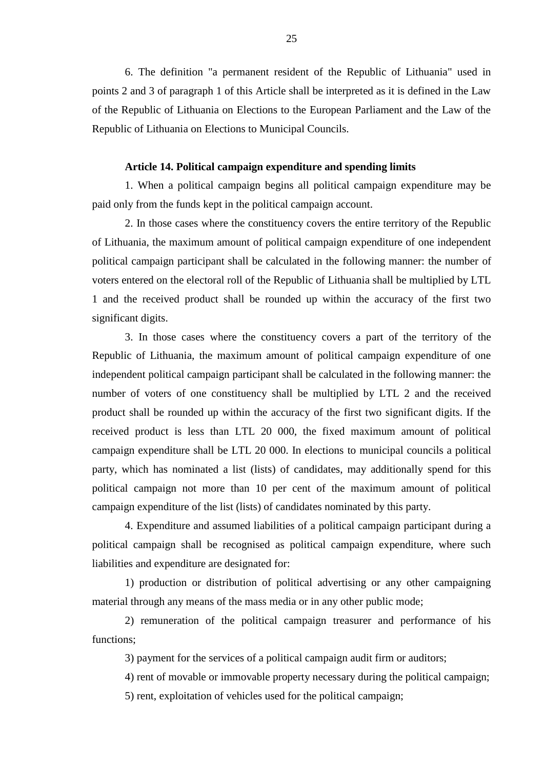6. The definition "a permanent resident of the Republic of Lithuania" used in points 2 and 3 of paragraph 1 of this Article shall be interpreted as it is defined in the Law of the Republic of Lithuania on Elections to the European Parliament and the Law of the Republic of Lithuania on Elections to Municipal Councils.

**Article 14. Political campaign expenditure and spending limits**

1. When a political campaign begins all political campaign expenditure may be paid only from the funds kept in the political campaign account.

2. In those cases where the constituency covers the entire territory of the Republic of Lithuania, the maximum amount of political campaign expenditure of one independent political campaign participant shall be calculated in the following manner: the number of voters entered on the electoral roll of the Republic of Lithuania shall be multiplied by LTL 1 and the received product shall be rounded up within the accuracy of the first two significant digits.

3. In those cases where the constituency covers a part of the territory of the Republic of Lithuania, the maximum amount of political campaign expenditure of one independent political campaign participant shall be calculated in the following manner: the number of voters of one constituency shall be multiplied by LTL 2 and the received product shall be rounded up within the accuracy of the first two significant digits. If the received product is less than LTL 20 000, the fixed maximum amount of political campaign expenditure shall be LTL 20 000. In elections to municipal councils a political party, which has nominated a list (lists) of candidates, may additionally spend for this political campaign not more than 10 per cent of the maximum amount of political campaign expenditure of the list (lists) of candidates nominated by this party.

4. Expenditure and assumed liabilities of a political campaign participant during a political campaign shall be recognised as political campaign expenditure, where such liabilities and expenditure are designated for:

1) production or distribution of political advertising or any other campaigning material through any means of the mass media or in any other public mode;

2) remuneration of the political campaign treasurer and performance of his functions;

3) payment for the services of a political campaign audit firm or auditors;

4) rent of movable or immovable property necessary during the political campaign;

5) rent, exploitation of vehicles used for the political campaign;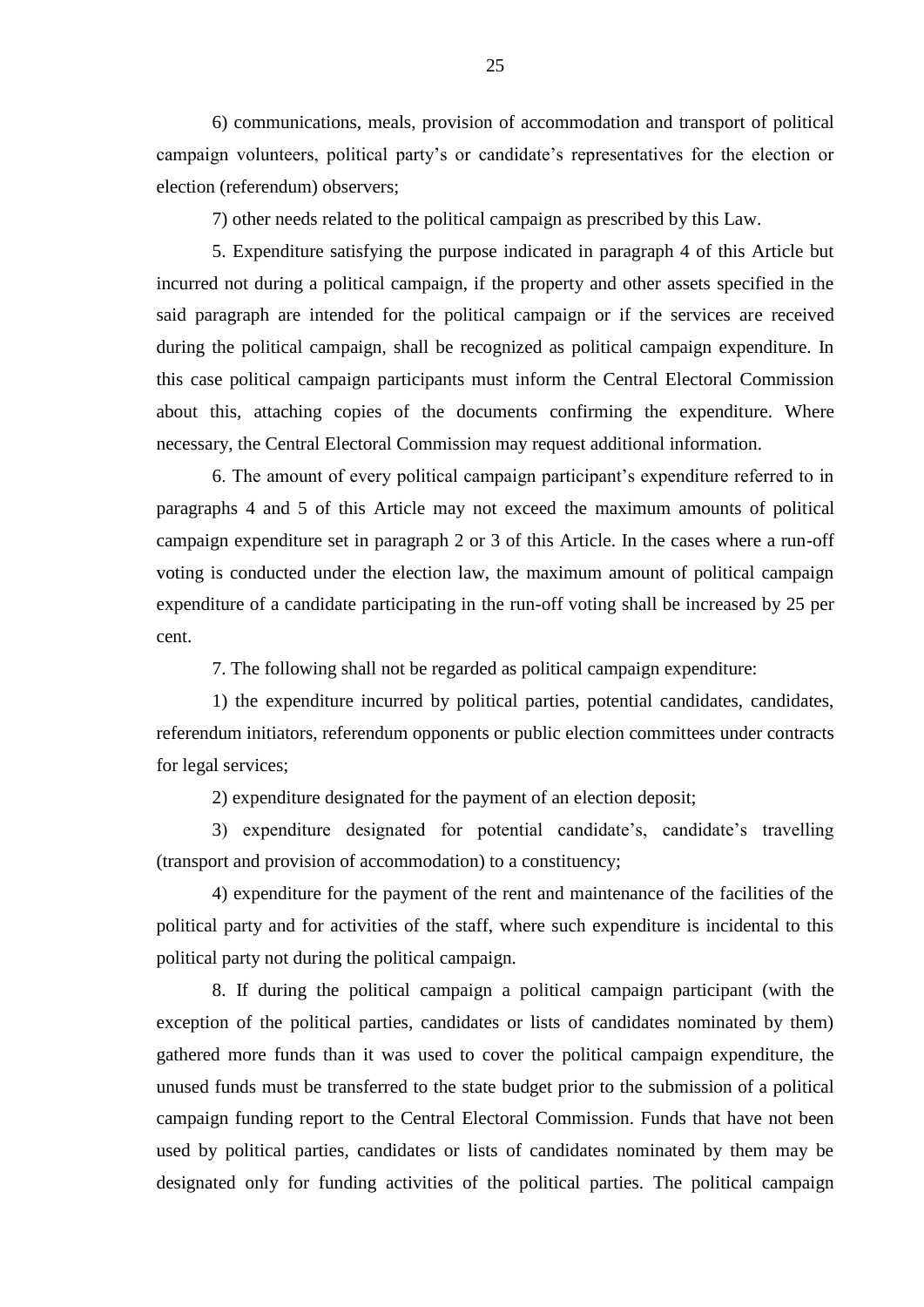6) communications, meals, provision of accommodation and transport of political campaign volunteers, political party's or candidate's representatives for the election or election (referendum) observers;

7) other needs related to the political campaign as prescribed by this Law.

5. Expenditure satisfying the purpose indicated in paragraph 4 of this Article but incurred not during a political campaign, if the property and other assets specified in the said paragraph are intended for the political campaign or if the services are received during the political campaign, shall be recognized as political campaign expenditure. In this case political campaign participants must inform the Central Electoral Commission about this, attaching copies of the documents confirming the expenditure. Where necessary, the Central Electoral Commission may request additional information.

6. The amount of every political campaign participant's expenditure referred to in paragraphs 4 and 5 of this Article may not exceed the maximum amounts of political campaign expenditure set in paragraph 2 or 3 of this Article. In the cases where a run-off voting is conducted under the election law, the maximum amount of political campaign expenditure of a candidate participating in the run-off voting shall be increased by 25 per cent.

7. The following shall not be regarded as political campaign expenditure:

1) the expenditure incurred by political parties, potential candidates, candidates, referendum initiators, referendum opponents or public election committees under contracts for legal services;

2) expenditure designated for the payment of an election deposit;

3) expenditure designated for potential candidate's, candidate's travelling (transport and provision of accommodation) to a constituency;

4) expenditure for the payment of the rent and maintenance of the facilities of the political party and for activities of the staff, where such expenditure is incidental to this political party not during the political campaign.

8. If during the political campaign a political campaign participant (with the exception of the political parties, candidates or lists of candidates nominated by them) gathered more funds than it was used to cover the political campaign expenditure, the unused funds must be transferred to the state budget prior to the submission of a political campaign funding report to the Central Electoral Commission. Funds that have not been used by political parties, candidates or lists of candidates nominated by them may be designated only for funding activities of the political parties. The political campaign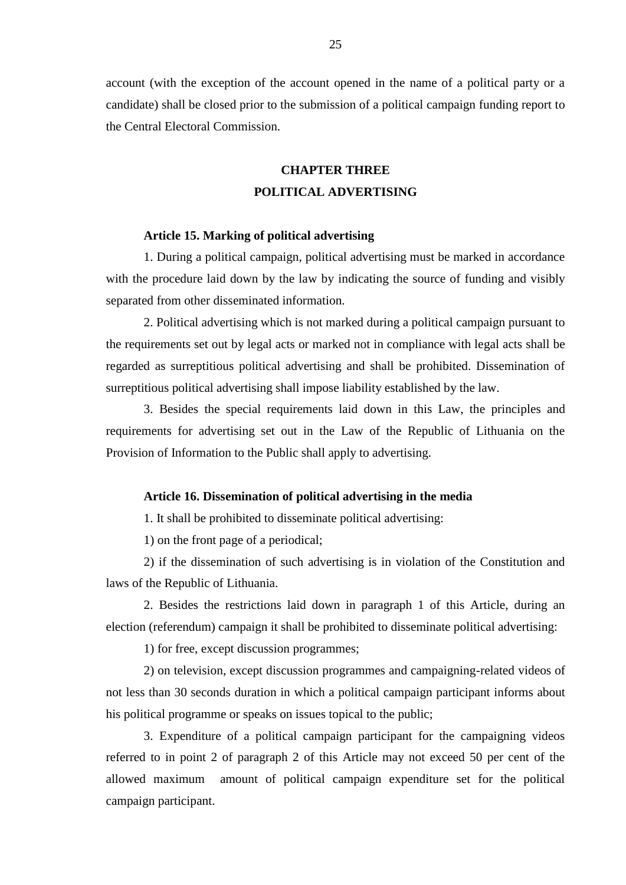account (with the exception of the account opened in the name of a political party or a candidate) shall be closed prior to the submission of a political campaign funding report to the Central Electoral Commission.

## CHAPTER THREE
## POLITICAL ADVERTISING

### Article 15. Marking of political advertising

1. During a political campaign, political advertising must be marked in accordance with the procedure laid down by the law by indicating the source of funding and visibly separated from other disseminated information.

2. Political advertising which is not marked during a political campaign pursuant to the requirements set out by legal acts or marked not in compliance with legal acts shall be regarded as surreptitious political advertising and shall be prohibited. Dissemination of surreptitious political advertising shall impose liability established by the law.

3. Besides the special requirements laid down in this Law, the principles and requirements for advertising set out in the Law of the Republic of Lithuania on the Provision of Information to the Public shall apply to advertising.

### Article 16. Dissemination of political advertising in the media

1. It shall be prohibited to disseminate political advertising:

1) on the front page of a periodical;

2) if the dissemination of such advertising is in violation of the Constitution and laws of the Republic of Lithuania.

2. Besides the restrictions laid down in paragraph 1 of this Article, during an election (referendum) campaign it shall be prohibited to disseminate political advertising:

1) for free, except discussion programmes;

2) on television, except discussion programmes and campaigning-related videos of not less than 30 seconds duration in which a political campaign participant informs about his political programme or speaks on issues topical to the public;

3. Expenditure of a political campaign participant for the campaigning videos referred to in point 2 of paragraph 2 of this Article may not exceed 50 per cent of the allowed maximum amount of political campaign expenditure set for the political campaign participant.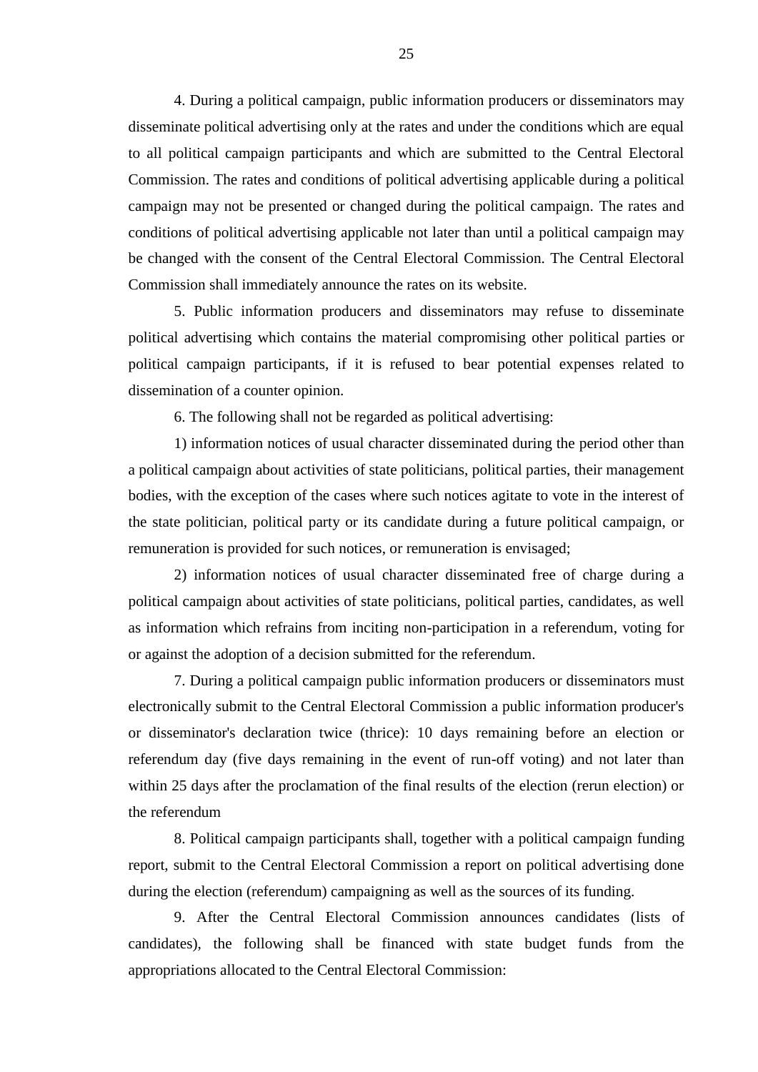4. During a political campaign, public information producers or disseminators may disseminate political advertising only at the rates and under the conditions which are equal to all political campaign participants and which are submitted to the Central Electoral Commission. The rates and conditions of political advertising applicable during a political campaign may not be presented or changed during the political campaign. The rates and conditions of political advertising applicable not later than until a political campaign may be changed with the consent of the Central Electoral Commission. The Central Electoral Commission shall immediately announce the rates on its website.

5. Public information producers and disseminators may refuse to disseminate political advertising which contains the material compromising other political parties or political campaign participants, if it is refused to bear potential expenses related to dissemination of a counter opinion.

6. The following shall not be regarded as political advertising:

1) information notices of usual character disseminated during the period other than a political campaign about activities of state politicians, political parties, their management bodies, with the exception of the cases where such notices agitate to vote in the interest of the state politician, political party or its candidate during a future political campaign, or remuneration is provided for such notices, or remuneration is envisaged;

2) information notices of usual character disseminated free of charge during a political campaign about activities of state politicians, political parties, candidates, as well as information which refrains from inciting non-participation in a referendum, voting for or against the adoption of a decision submitted for the referendum.

7. During a political campaign public information producers or disseminators must electronically submit to the Central Electoral Commission a public information producer's or disseminator's declaration twice (thrice): 10 days remaining before an election or referendum day (five days remaining in the event of run-off voting) and not later than within 25 days after the proclamation of the final results of the election (rerun election) or the referendum

8. Political campaign participants shall, together with a political campaign funding report, submit to the Central Electoral Commission a report on political advertising done during the election (referendum) campaigning as well as the sources of its funding.

9. After the Central Electoral Commission announces candidates (lists of candidates), the following shall be financed with state budget funds from the appropriations allocated to the Central Electoral Commission: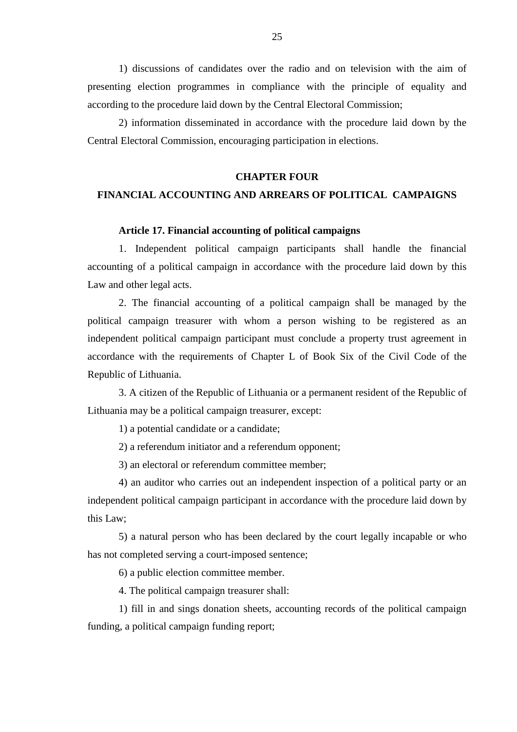1) discussions of candidates over the radio and on television with the aim of presenting election programmes in compliance with the principle of equality and according to the procedure laid down by the Central Electoral Commission;

2) information disseminated in accordance with the procedure laid down by the Central Electoral Commission, encouraging participation in elections.

## CHAPTER FOUR
## FINANCIAL ACCOUNTING AND ARREARS OF POLITICAL CAMPAIGNS

### Article 17. Financial accounting of political campaigns

1. Independent political campaign participants shall handle the financial accounting of a political campaign in accordance with the procedure laid down by this Law and other legal acts.

2. The financial accounting of a political campaign shall be managed by the political campaign treasurer with whom a person wishing to be registered as an independent political campaign participant must conclude a property trust agreement in accordance with the requirements of Chapter L of Book Six of the Civil Code of the Republic of Lithuania.

3. A citizen of the Republic of Lithuania or a permanent resident of the Republic of Lithuania may be a political campaign treasurer, except:

1) a potential candidate or a candidate;

2) a referendum initiator and a referendum opponent;

3) an electoral or referendum committee member;

4) an auditor who carries out an independent inspection of a political party or an independent political campaign participant in accordance with the procedure laid down by this Law;

5) a natural person who has been declared by the court legally incapable or who has not completed serving a court-imposed sentence;

6) a public election committee member.

4. The political campaign treasurer shall:

1) fill in and sings donation sheets, accounting records of the political campaign funding, a political campaign funding report;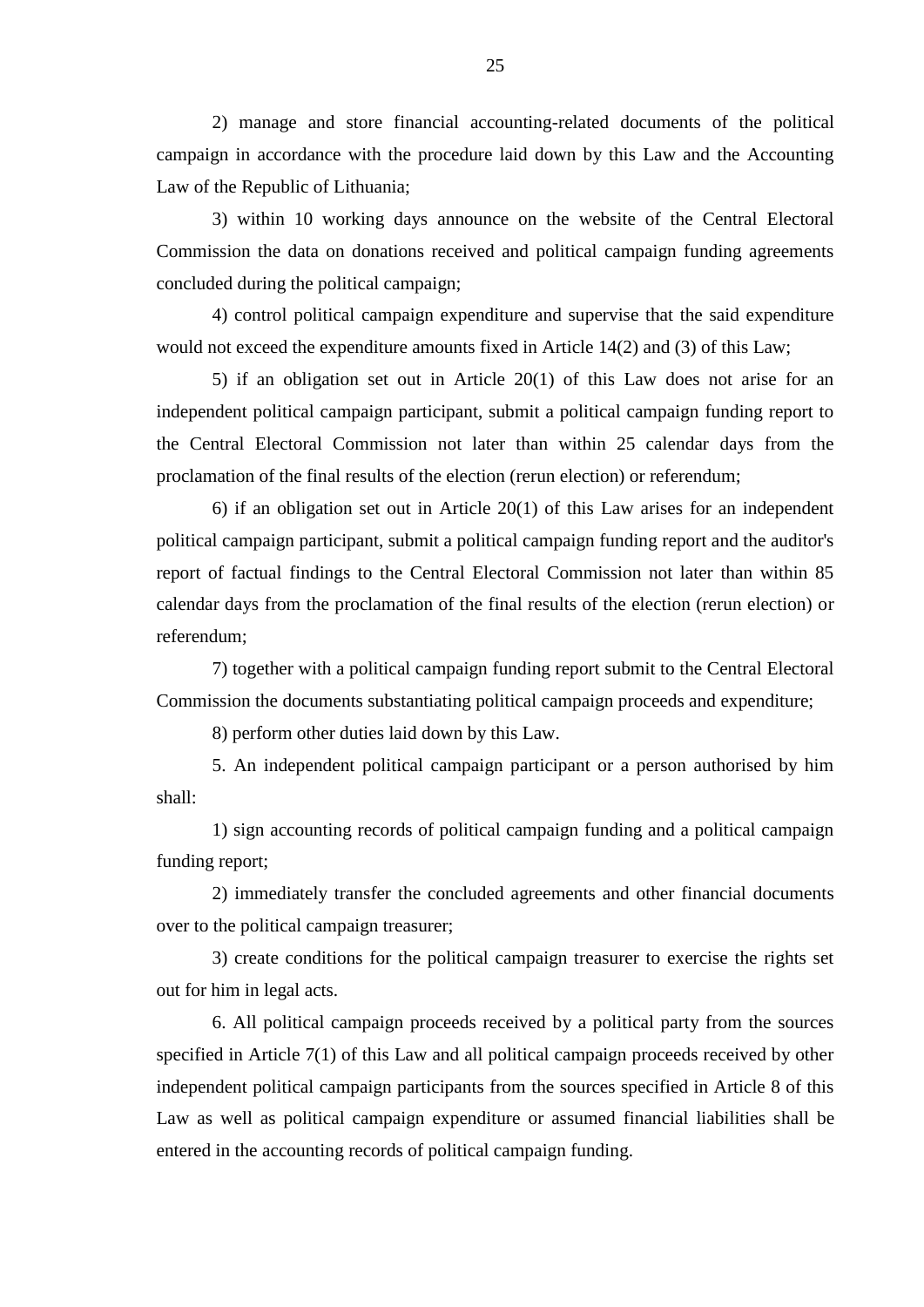2) manage and store financial accounting-related documents of the political campaign in accordance with the procedure laid down by this Law and the Accounting Law of the Republic of Lithuania;

3) within 10 working days announce on the website of the Central Electoral Commission the data on donations received and political campaign funding agreements concluded during the political campaign;

4) control political campaign expenditure and supervise that the said expenditure would not exceed the expenditure amounts fixed in Article 14(2) and (3) of this Law;

5) if an obligation set out in Article 20(1) of this Law does not arise for an independent political campaign participant, submit a political campaign funding report to the Central Electoral Commission not later than within 25 calendar days from the proclamation of the final results of the election (rerun election) or referendum;

6) if an obligation set out in Article 20(1) of this Law arises for an independent political campaign participant, submit a political campaign funding report and the auditor's report of factual findings to the Central Electoral Commission not later than within 85 calendar days from the proclamation of the final results of the election (rerun election) or referendum;

7) together with a political campaign funding report submit to the Central Electoral Commission the documents substantiating political campaign proceeds and expenditure;

8) perform other duties laid down by this Law.

5. An independent political campaign participant or a person authorised by him shall:

1) sign accounting records of political campaign funding and a political campaign funding report;

2) immediately transfer the concluded agreements and other financial documents over to the political campaign treasurer;

3) create conditions for the political campaign treasurer to exercise the rights set out for him in legal acts.

6. All political campaign proceeds received by a political party from the sources specified in Article 7(1) of this Law and all political campaign proceeds received by other independent political campaign participants from the sources specified in Article 8 of this Law as well as political campaign expenditure or assumed financial liabilities shall be entered in the accounting records of political campaign funding.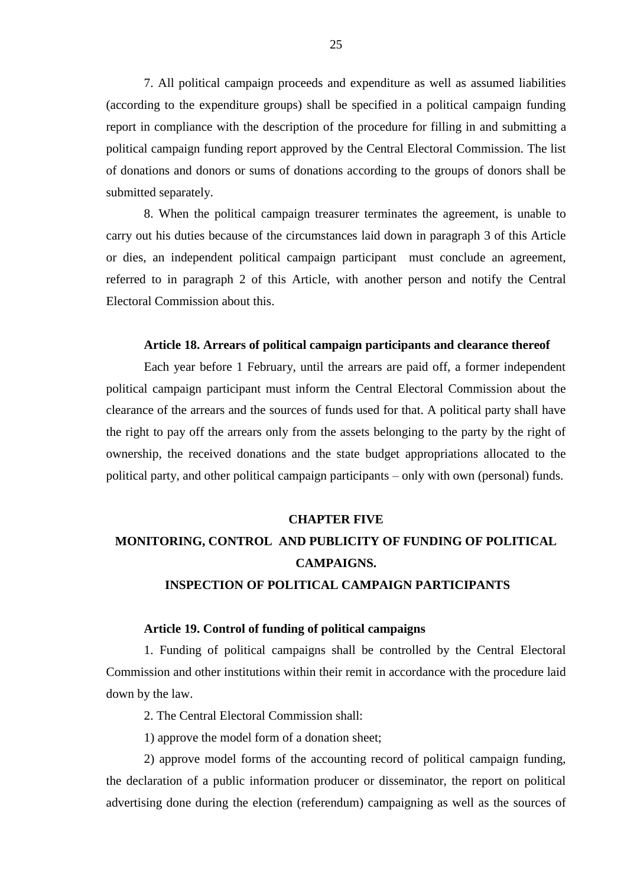7. All political campaign proceeds and expenditure as well as assumed liabilities (according to the expenditure groups) shall be specified in a political campaign funding report in compliance with the description of the procedure for filling in and submitting a political campaign funding report approved by the Central Electoral Commission. The list of donations and donors or sums of donations according to the groups of donors shall be submitted separately.

8. When the political campaign treasurer terminates the agreement, is unable to carry out his duties because of the circumstances laid down in paragraph 3 of this Article or dies, an independent political campaign participant must conclude an agreement, referred to in paragraph 2 of this Article, with another person and notify the Central Electoral Commission about this.

**Article 18. Arrears of political campaign participants and clearance thereof**

Each year before 1 February, until the arrears are paid off, a former independent political campaign participant must inform the Central Electoral Commission about the clearance of the arrears and the sources of funds used for that. A political party shall have the right to pay off the arrears only from the assets belonging to the party by the right of ownership, the received donations and the state budget appropriations allocated to the political party, and other political campaign participants – only with own (personal) funds.

## CHAPTER FIVE
## MONITORING, CONTROL AND PUBLICITY OF FUNDING OF POLITICAL CAMPAIGNS.
## INSPECTION OF POLITICAL CAMPAIGN PARTICIPANTS

**Article 19. Control of funding of political campaigns**

1. Funding of political campaigns shall be controlled by the Central Electoral Commission and other institutions within their remit in accordance with the procedure laid down by the law.

2. The Central Electoral Commission shall:

1) approve the model form of a donation sheet;

2) approve model forms of the accounting record of political campaign funding, the declaration of a public information producer or disseminator, the report on political advertising done during the election (referendum) campaigning as well as the sources of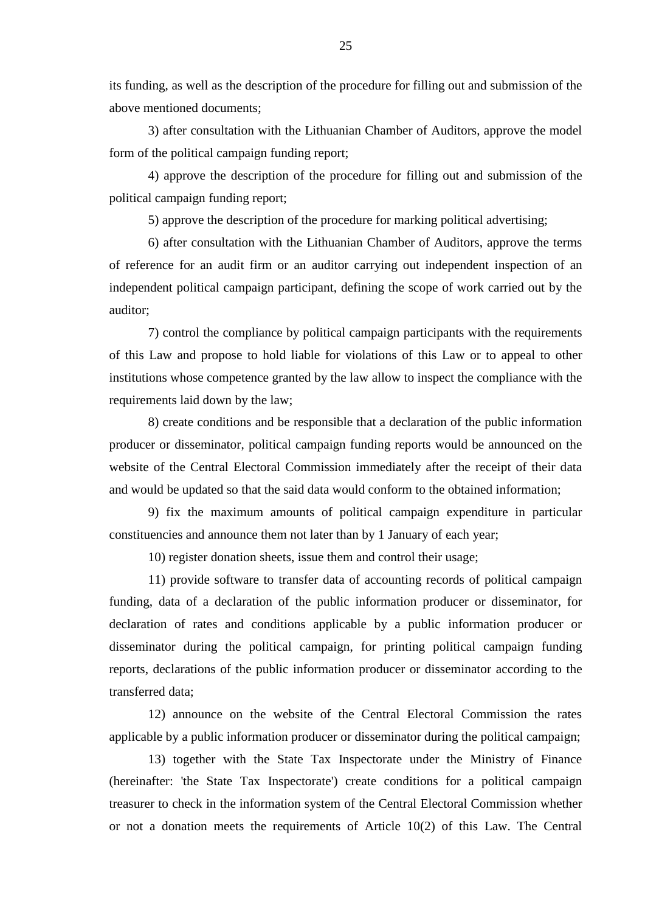its funding, as well as the description of the procedure for filling out and submission of the above mentioned documents;

3) after consultation with the Lithuanian Chamber of Auditors, approve the model form of the political campaign funding report;

4) approve the description of the procedure for filling out and submission of the political campaign funding report;

5) approve the description of the procedure for marking political advertising;

6) after consultation with the Lithuanian Chamber of Auditors, approve the terms of reference for an audit firm or an auditor carrying out independent inspection of an independent political campaign participant, defining the scope of work carried out by the auditor;

7) control the compliance by political campaign participants with the requirements of this Law and propose to hold liable for violations of this Law or to appeal to other institutions whose competence granted by the law allow to inspect the compliance with the requirements laid down by the law;

8) create conditions and be responsible that a declaration of the public information producer or disseminator, political campaign funding reports would be announced on the website of the Central Electoral Commission immediately after the receipt of their data and would be updated so that the said data would conform to the obtained information;

9) fix the maximum amounts of political campaign expenditure in particular constituencies and announce them not later than by 1 January of each year;

10) register donation sheets, issue them and control their usage;

11) provide software to transfer data of accounting records of political campaign funding, data of a declaration of the public information producer or disseminator, for declaration of rates and conditions applicable by a public information producer or disseminator during the political campaign, for printing political campaign funding reports, declarations of the public information producer or disseminator according to the transferred data;

12) announce on the website of the Central Electoral Commission the rates applicable by a public information producer or disseminator during the political campaign;

13) together with the State Tax Inspectorate under the Ministry of Finance (hereinafter: 'the State Tax Inspectorate') create conditions for a political campaign treasurer to check in the information system of the Central Electoral Commission whether or not a donation meets the requirements of Article 10(2) of this Law. The Central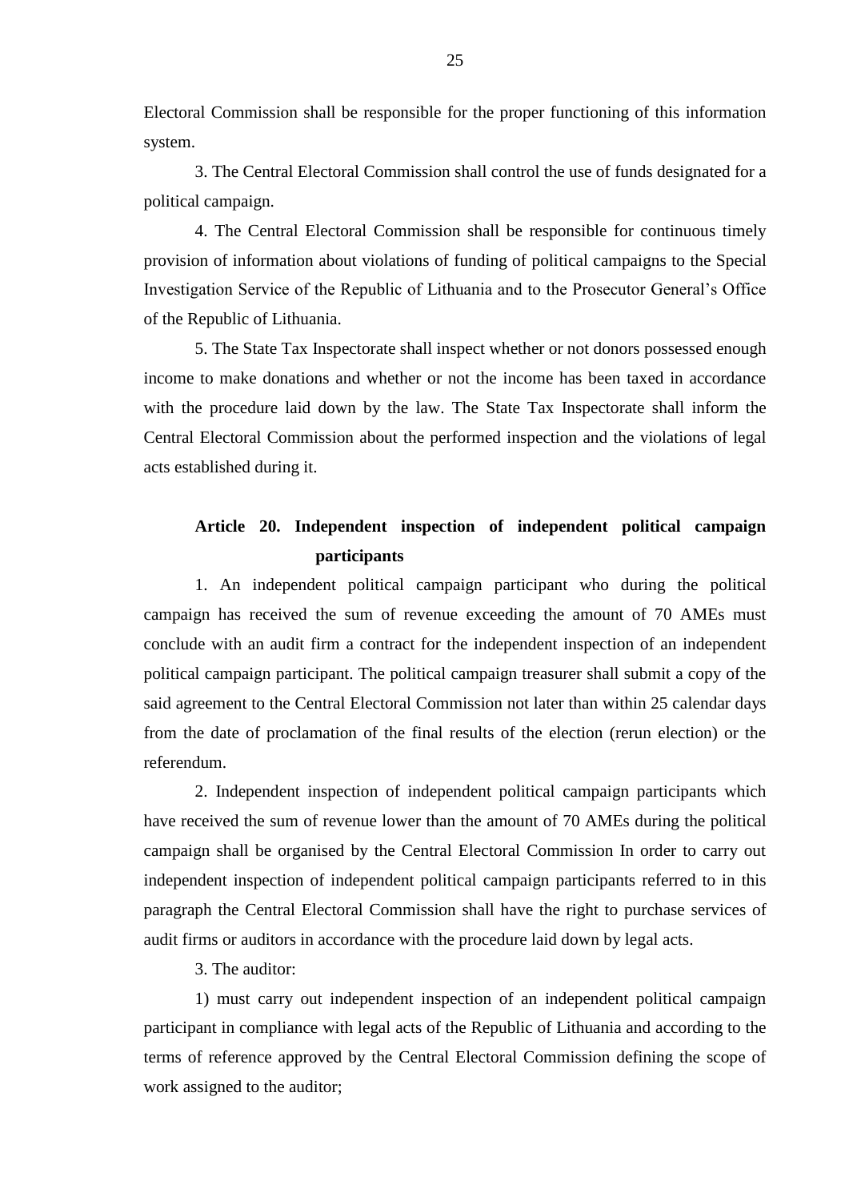Electoral Commission shall be responsible for the proper functioning of this information system.

3. The Central Electoral Commission shall control the use of funds designated for a political campaign.

4. The Central Electoral Commission shall be responsible for continuous timely provision of information about violations of funding of political campaigns to the Special Investigation Service of the Republic of Lithuania and to the Prosecutor General's Office of the Republic of Lithuania.

5. The State Tax Inspectorate shall inspect whether or not donors possessed enough income to make donations and whether or not the income has been taxed in accordance with the procedure laid down by the law. The State Tax Inspectorate shall inform the Central Electoral Commission about the performed inspection and the violations of legal acts established during it.

### Article 20. Independent inspection of independent political campaign participants

1. An independent political campaign participant who during the political campaign has received the sum of revenue exceeding the amount of 70 AMEs must conclude with an audit firm a contract for the independent inspection of an independent political campaign participant. The political campaign treasurer shall submit a copy of the said agreement to the Central Electoral Commission not later than within 25 calendar days from the date of proclamation of the final results of the election (rerun election) or the referendum.

2. Independent inspection of independent political campaign participants which have received the sum of revenue lower than the amount of 70 AMEs during the political campaign shall be organised by the Central Electoral Commission In order to carry out independent inspection of independent political campaign participants referred to in this paragraph the Central Electoral Commission shall have the right to purchase services of audit firms or auditors in accordance with the procedure laid down by legal acts.

3. The auditor:

1) must carry out independent inspection of an independent political campaign participant in compliance with legal acts of the Republic of Lithuania and according to the terms of reference approved by the Central Electoral Commission defining the scope of work assigned to the auditor;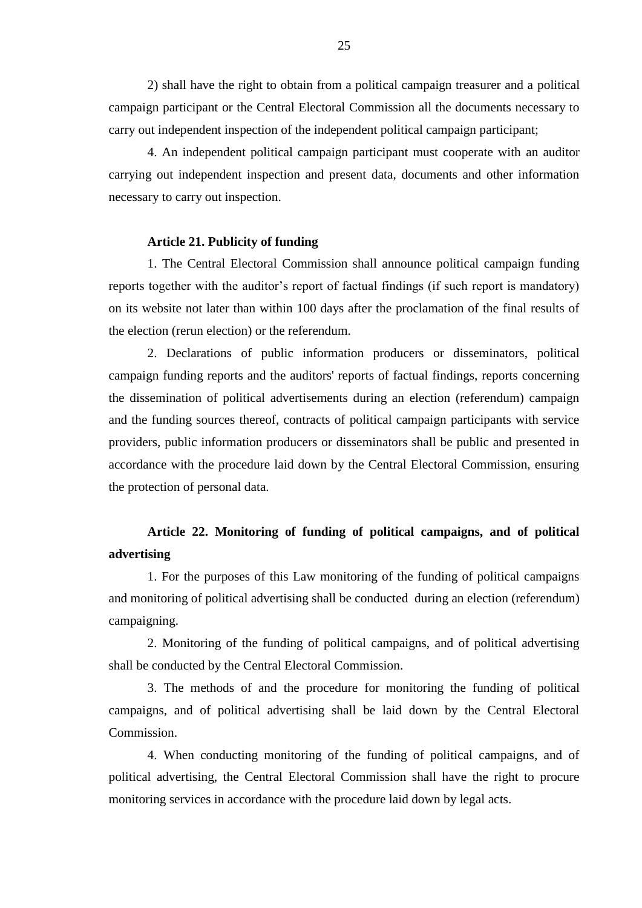2) shall have the right to obtain from a political campaign treasurer and a political campaign participant or the Central Electoral Commission all the documents necessary to carry out independent inspection of the independent political campaign participant;

4. An independent political campaign participant must cooperate with an auditor carrying out independent inspection and present data, documents and other information necessary to carry out inspection.

**Article 21. Publicity of funding**

1. The Central Electoral Commission shall announce political campaign funding reports together with the auditor's report of factual findings (if such report is mandatory) on its website not later than within 100 days after the proclamation of the final results of the election (rerun election) or the referendum.

2. Declarations of public information producers or disseminators, political campaign funding reports and the auditors' reports of factual findings, reports concerning the dissemination of political advertisements during an election (referendum) campaign and the funding sources thereof, contracts of political campaign participants with service providers, public information producers or disseminators shall be public and presented in accordance with the procedure laid down by the Central Electoral Commission, ensuring the protection of personal data.

**Article 22. Monitoring of funding of political campaigns, and of political advertising**

1. For the purposes of this Law monitoring of the funding of political campaigns and monitoring of political advertising shall be conducted during an election (referendum) campaigning.

2. Monitoring of the funding of political campaigns, and of political advertising shall be conducted by the Central Electoral Commission.

3. The methods of and the procedure for monitoring the funding of political campaigns, and of political advertising shall be laid down by the Central Electoral Commission.

4. When conducting monitoring of the funding of political campaigns, and of political advertising, the Central Electoral Commission shall have the right to procure monitoring services in accordance with the procedure laid down by legal acts.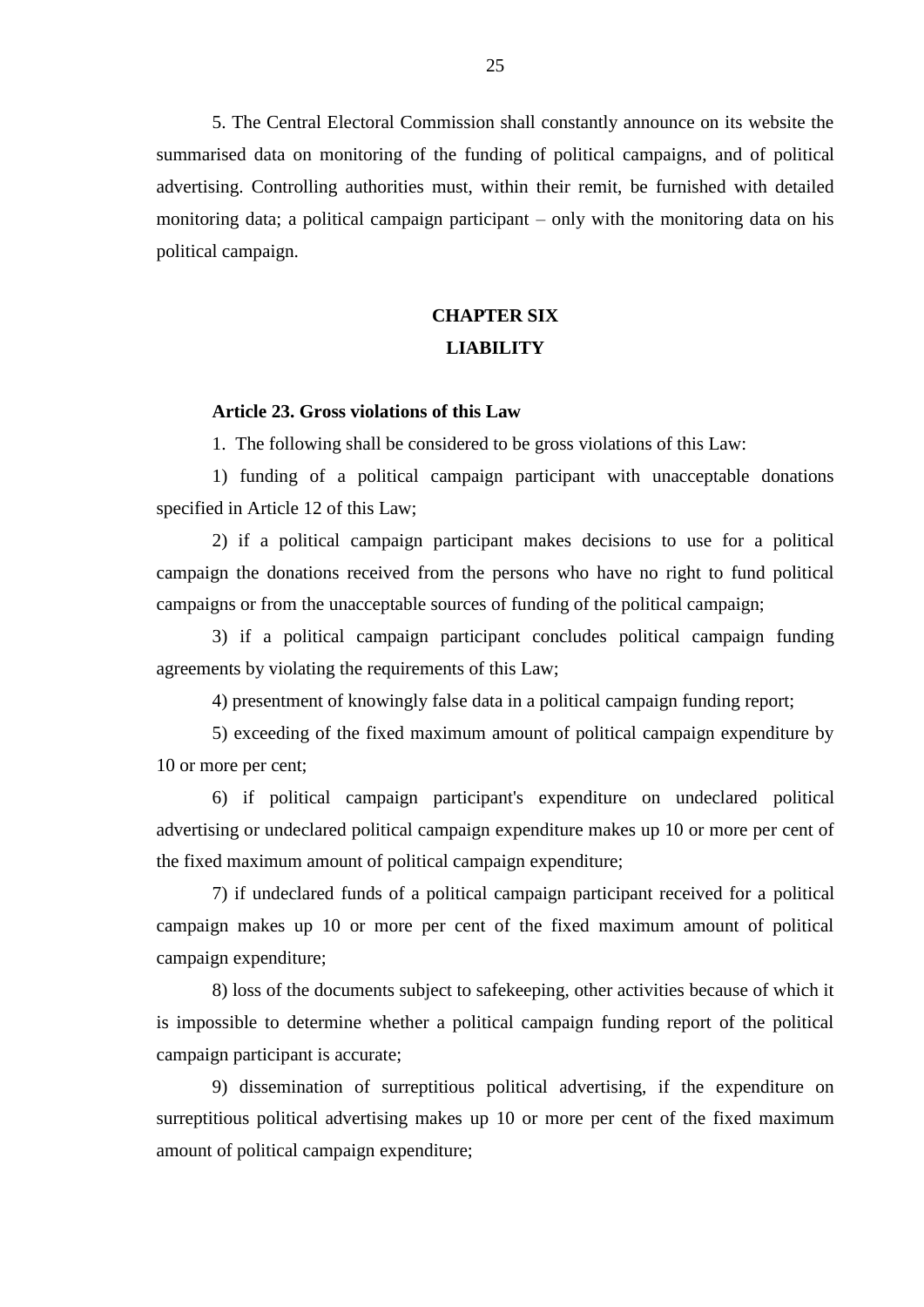5. The Central Electoral Commission shall constantly announce on its website the summarised data on monitoring of the funding of political campaigns, and of political advertising. Controlling authorities must, within their remit, be furnished with detailed monitoring data; a political campaign participant – only with the monitoring data on his political campaign.

## CHAPTER SIX
## LIABILITY

### Article 23. Gross violations of this Law

1. The following shall be considered to be gross violations of this Law:

1) funding of a political campaign participant with unacceptable donations specified in Article 12 of this Law;

2) if a political campaign participant makes decisions to use for a political campaign the donations received from the persons who have no right to fund political campaigns or from the unacceptable sources of funding of the political campaign;

3) if a political campaign participant concludes political campaign funding agreements by violating the requirements of this Law;

4) presentment of knowingly false data in a political campaign funding report;

5) exceeding of the fixed maximum amount of political campaign expenditure by 10 or more per cent;

6) if political campaign participant's expenditure on undeclared political advertising or undeclared political campaign expenditure makes up 10 or more per cent of the fixed maximum amount of political campaign expenditure;

7) if undeclared funds of a political campaign participant received for a political campaign makes up 10 or more per cent of the fixed maximum amount of political campaign expenditure;

8) loss of the documents subject to safekeeping, other activities because of which it is impossible to determine whether a political campaign funding report of the political campaign participant is accurate;

9) dissemination of surreptitious political advertising, if the expenditure on surreptitious political advertising makes up 10 or more per cent of the fixed maximum amount of political campaign expenditure;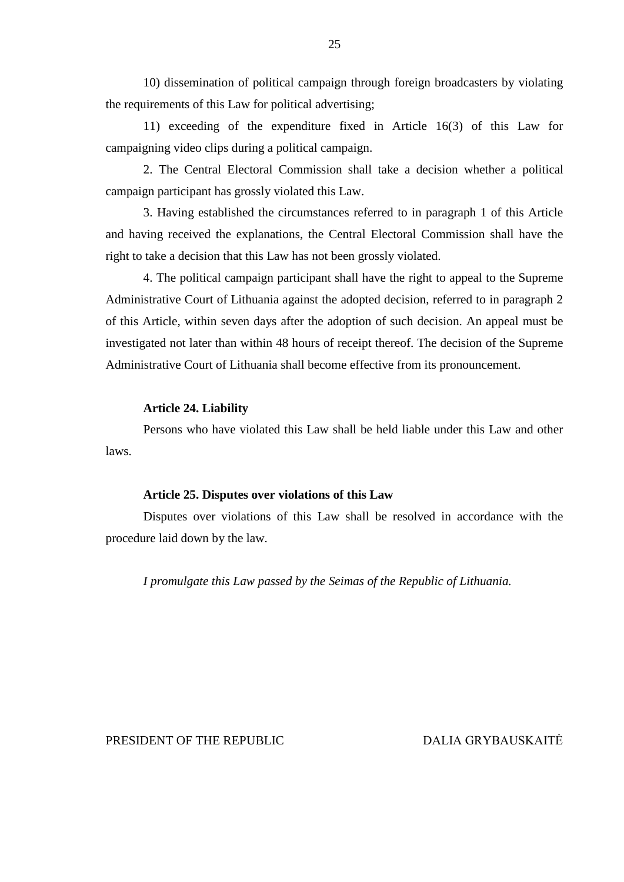10) dissemination of political campaign through foreign broadcasters by violating the requirements of this Law for political advertising;

11) exceeding of the expenditure fixed in Article 16(3) of this Law for campaigning video clips during a political campaign.

2. The Central Electoral Commission shall take a decision whether a political campaign participant has grossly violated this Law.

3. Having established the circumstances referred to in paragraph 1 of this Article and having received the explanations, the Central Electoral Commission shall have the right to take a decision that this Law has not been grossly violated.

4. The political campaign participant shall have the right to appeal to the Supreme Administrative Court of Lithuania against the adopted decision, referred to in paragraph 2 of this Article, within seven days after the adoption of such decision. An appeal must be investigated not later than within 48 hours of receipt thereof. The decision of the Supreme Administrative Court of Lithuania shall become effective from its pronouncement.

**Article 24. Liability**

Persons who have violated this Law shall be held liable under this Law and other laws.

**Article 25. Disputes over violations of this Law**

Disputes over violations of this Law shall be resolved in accordance with the procedure laid down by the law.

*I promulgate this Law passed by the Seimas of the Republic of Lithuania.*

PRESIDENT OF THE REPUBLIC DALIA GRYBAUSKAITĖ